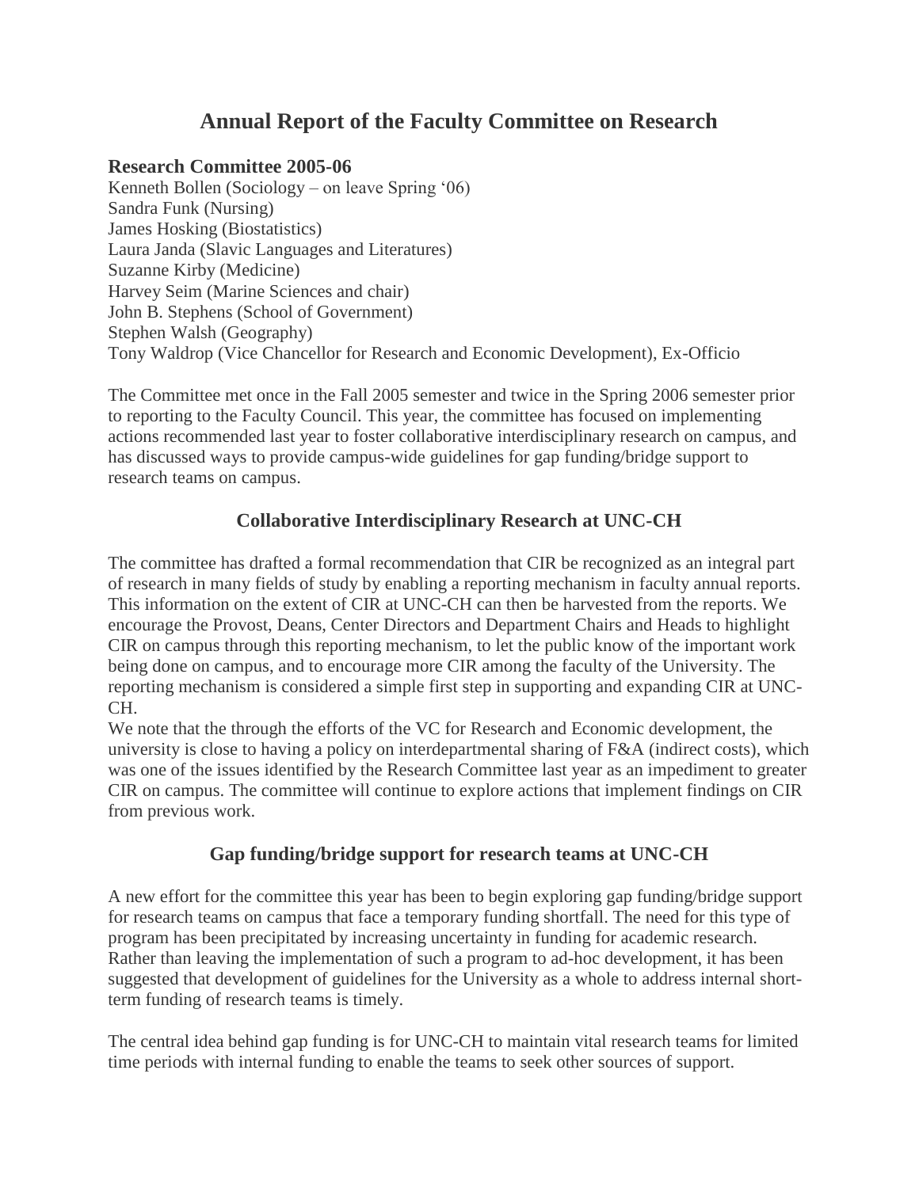# Annual Report of the Faculty Committee on Research

### Research Committee 2005-06

Kenneth Bollen (Sociology – on leave Spring '06)
Sandra Funk (Nursing)
James Hosking (Biostatistics)
Laura Janda (Slavic Languages and Literatures)
Suzanne Kirby (Medicine)
Harvey Seim (Marine Sciences and chair)
John B. Stephens (School of Government)
Stephen Walsh (Geography)
Tony Waldrop (Vice Chancellor for Research and Economic Development), Ex-Officio

The Committee met once in the Fall 2005 semester and twice in the Spring 2006 semester prior to reporting to the Faculty Council. This year, the committee has focused on implementing actions recommended last year to foster collaborative interdisciplinary research on campus, and has discussed ways to provide campus-wide guidelines for gap funding/bridge support to research teams on campus.

## Collaborative Interdisciplinary Research at UNC-CH

The committee has drafted a formal recommendation that CIR be recognized as an integral part of research in many fields of study by enabling a reporting mechanism in faculty annual reports. This information on the extent of CIR at UNC-CH can then be harvested from the reports. We encourage the Provost, Deans, Center Directors and Department Chairs and Heads to highlight CIR on campus through this reporting mechanism, to let the public know of the important work being done on campus, and to encourage more CIR among the faculty of the University. The reporting mechanism is considered a simple first step in supporting and expanding CIR at UNC-CH.

We note that the through the efforts of the VC for Research and Economic development, the university is close to having a policy on interdepartmental sharing of F&A (indirect costs), which was one of the issues identified by the Research Committee last year as an impediment to greater CIR on campus. The committee will continue to explore actions that implement findings on CIR from previous work.

## Gap funding/bridge support for research teams at UNC-CH

A new effort for the committee this year has been to begin exploring gap funding/bridge support for research teams on campus that face a temporary funding shortfall. The need for this type of program has been precipitated by increasing uncertainty in funding for academic research. Rather than leaving the implementation of such a program to ad-hoc development, it has been suggested that development of guidelines for the University as a whole to address internal short-term funding of research teams is timely.

The central idea behind gap funding is for UNC-CH to maintain vital research teams for limited time periods with internal funding to enable the teams to seek other sources of support.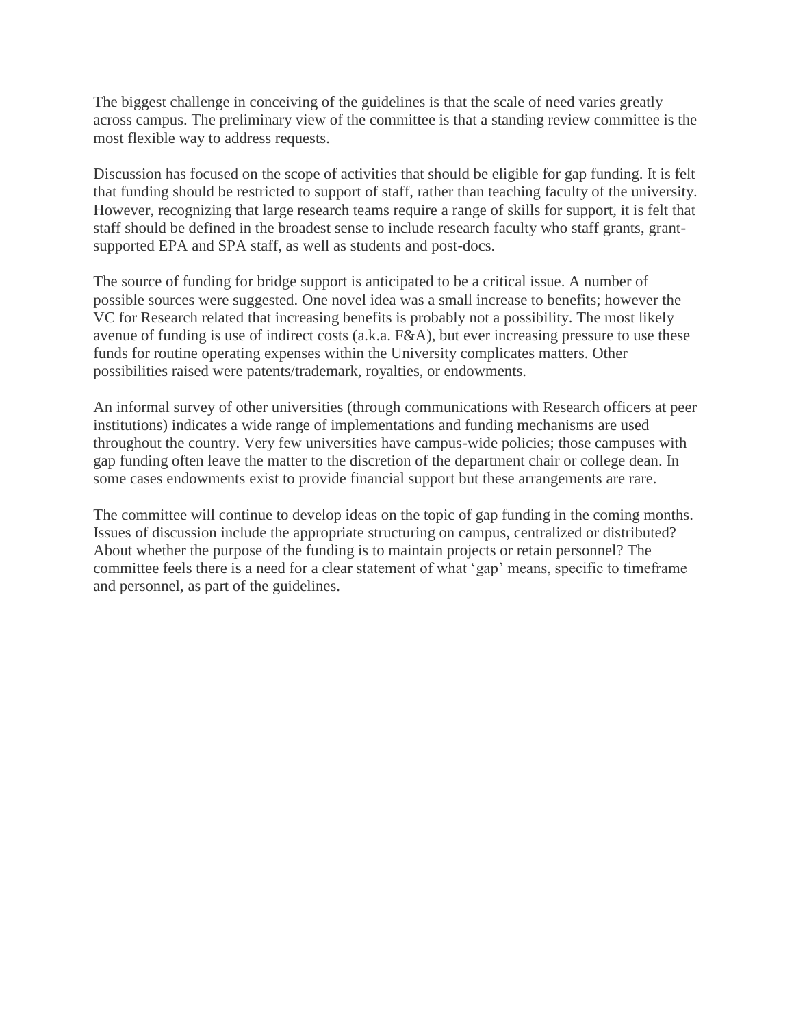The biggest challenge in conceiving of the guidelines is that the scale of need varies greatly across campus. The preliminary view of the committee is that a standing review committee is the most flexible way to address requests.

Discussion has focused on the scope of activities that should be eligible for gap funding. It is felt that funding should be restricted to support of staff, rather than teaching faculty of the university. However, recognizing that large research teams require a range of skills for support, it is felt that staff should be defined in the broadest sense to include research faculty who staff grants, grant-supported EPA and SPA staff, as well as students and post-docs.

The source of funding for bridge support is anticipated to be a critical issue. A number of possible sources were suggested. One novel idea was a small increase to benefits; however the VC for Research related that increasing benefits is probably not a possibility. The most likely avenue of funding is use of indirect costs (a.k.a. F&A), but ever increasing pressure to use these funds for routine operating expenses within the University complicates matters. Other possibilities raised were patents/trademark, royalties, or endowments.

An informal survey of other universities (through communications with Research officers at peer institutions) indicates a wide range of implementations and funding mechanisms are used throughout the country. Very few universities have campus-wide policies; those campuses with gap funding often leave the matter to the discretion of the department chair or college dean. In some cases endowments exist to provide financial support but these arrangements are rare.

The committee will continue to develop ideas on the topic of gap funding in the coming months. Issues of discussion include the appropriate structuring on campus, centralized or distributed? About whether the purpose of the funding is to maintain projects or retain personnel? The committee feels there is a need for a clear statement of what 'gap' means, specific to timeframe and personnel, as part of the guidelines.